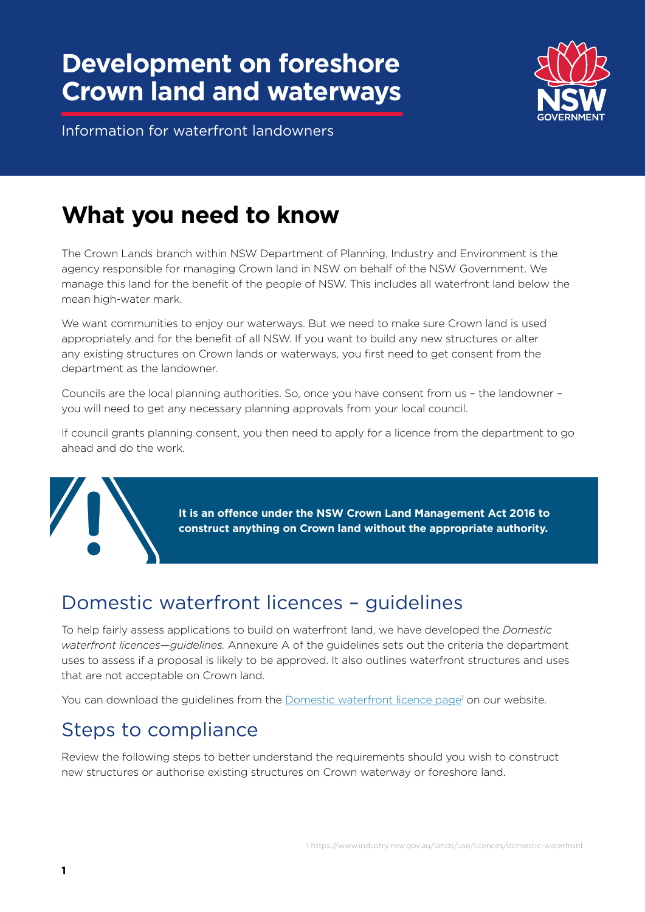# Development on foreshore Crown land and waterways

Information for waterfront landowners

## What you need to know

The Crown Lands branch within NSW Department of Planning, Industry and Environment is the agency responsible for managing Crown land in NSW on behalf of the NSW Government. We manage this land for the benefit of the people of NSW. This includes all waterfront land below the mean high-water mark.

We want communities to enjoy our waterways. But we need to make sure Crown land is used appropriately and for the benefit of all NSW. If you want to build any new structures or alter any existing structures on Crown lands or waterways, you first need to get consent from the department as the landowner.

Councils are the local planning authorities. So, once you have consent from us – the landowner – you will need to get any necessary planning approvals from your local council.

If council grants planning consent, you then need to apply for a licence from the department to go ahead and do the work.

**It is an offence under the NSW Crown Land Management Act 2016 to construct anything on Crown land without the appropriate authority.**

## Domestic waterfront licences – guidelines

To help fairly assess applications to build on waterfront land, we have developed the *Domestic waterfront licences—guidelines.* Annexure A of the guidelines sets out the criteria the department uses to assess if a proposal is likely to be approved. It also outlines waterfront structures and uses that are not acceptable on Crown land.

You can download the guidelines from the Domestic waterfront licence page[1] on our website.

## Steps to compliance

Review the following steps to better understand the requirements should you wish to construct new structures or authorise existing structures on Crown waterway or foreshore land.

1 https://www.industry.nsw.gov.au/lands/use/licences/domestic-waterfront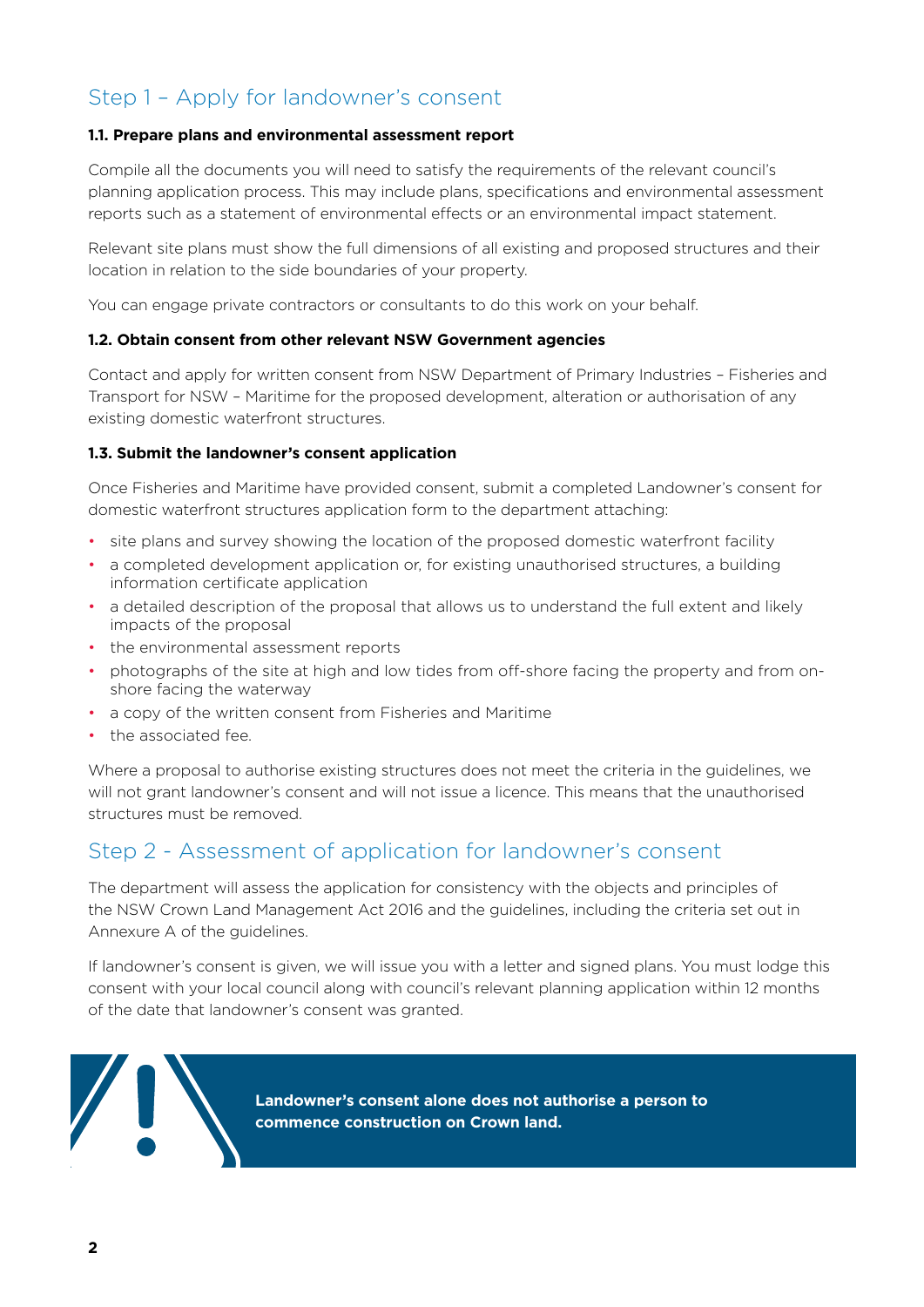## Step 1 – Apply for landowner's consent

### 1.1. Prepare plans and environmental assessment report

Compile all the documents you will need to satisfy the requirements of the relevant council's planning application process. This may include plans, specifications and environmental assessment reports such as a statement of environmental effects or an environmental impact statement.

Relevant site plans must show the full dimensions of all existing and proposed structures and their location in relation to the side boundaries of your property.

You can engage private contractors or consultants to do this work on your behalf.

### 1.2. Obtain consent from other relevant NSW Government agencies

Contact and apply for written consent from NSW Department of Primary Industries – Fisheries and Transport for NSW – Maritime for the proposed development, alteration or authorisation of any existing domestic waterfront structures.

### 1.3. Submit the landowner's consent application

Once Fisheries and Maritime have provided consent, submit a completed Landowner's consent for domestic waterfront structures application form to the department attaching:

- site plans and survey showing the location of the proposed domestic waterfront facility
- a completed development application or, for existing unauthorised structures, a building information certificate application
- a detailed description of the proposal that allows us to understand the full extent and likely impacts of the proposal
- the environmental assessment reports
- photographs of the site at high and low tides from off-shore facing the property and from on-shore facing the waterway
- a copy of the written consent from Fisheries and Maritime
- the associated fee.

Where a proposal to authorise existing structures does not meet the criteria in the guidelines, we will not grant landowner's consent and will not issue a licence. This means that the unauthorised structures must be removed.

## Step 2 - Assessment of application for landowner's consent

The department will assess the application for consistency with the objects and principles of the NSW Crown Land Management Act 2016 and the guidelines, including the criteria set out in Annexure A of the guidelines.

If landowner's consent is given, we will issue you with a letter and signed plans. You must lodge this consent with your local council along with council's relevant planning application within 12 months of the date that landowner's consent was granted.

**Landowner's consent alone does not authorise a person to commence construction on Crown land.**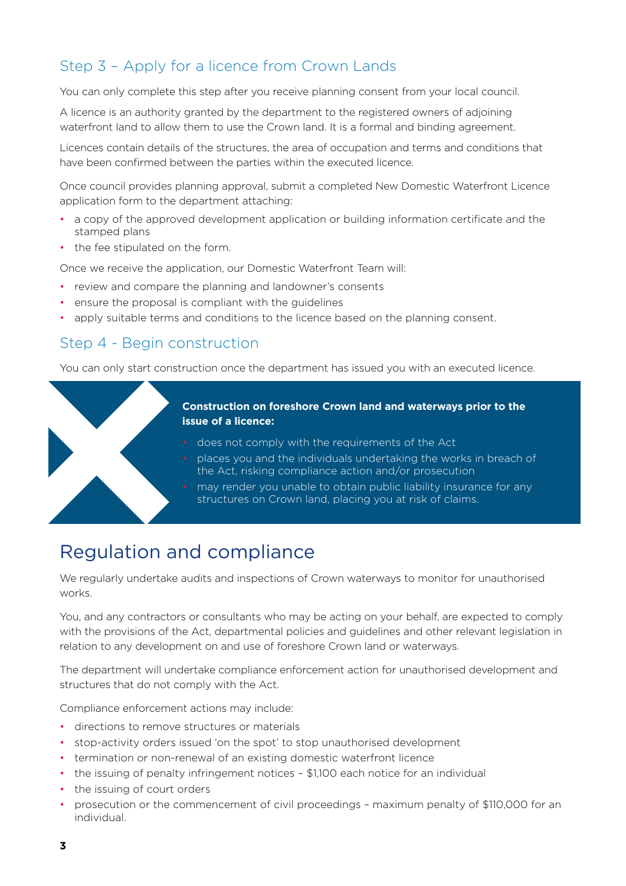## Step 3 – Apply for a licence from Crown Lands

You can only complete this step after you receive planning consent from your local council.

A licence is an authority granted by the department to the registered owners of adjoining waterfront land to allow them to use the Crown land. It is a formal and binding agreement.

Licences contain details of the structures, the area of occupation and terms and conditions that have been confirmed between the parties within the executed licence.

Once council provides planning approval, submit a completed New Domestic Waterfront Licence application form to the department attaching:

- a copy of the approved development application or building information certificate and the stamped plans
- the fee stipulated on the form.

Once we receive the application, our Domestic Waterfront Team will:

- review and compare the planning and landowner's consents
- ensure the proposal is compliant with the guidelines
- apply suitable terms and conditions to the licence based on the planning consent.

## Step 4 - Begin construction

You can only start construction once the department has issued you with an executed licence.

**Construction on foreshore Crown land and waterways prior to the issue of a licence:**

- does not comply with the requirements of the Act
- places you and the individuals undertaking the works in breach of the Act, risking compliance action and/or prosecution
- may render you unable to obtain public liability insurance for any structures on Crown land, placing you at risk of claims.

# Regulation and compliance

We regularly undertake audits and inspections of Crown waterways to monitor for unauthorised works.

You, and any contractors or consultants who may be acting on your behalf, are expected to comply with the provisions of the Act, departmental policies and guidelines and other relevant legislation in relation to any development on and use of foreshore Crown land or waterways.

The department will undertake compliance enforcement action for unauthorised development and structures that do not comply with the Act.

Compliance enforcement actions may include:

- directions to remove structures or materials
- stop-activity orders issued 'on the spot' to stop unauthorised development
- termination or non-renewal of an existing domestic waterfront licence
- the issuing of penalty infringement notices – $1,100 each notice for an individual
- the issuing of court orders
- prosecution or the commencement of civil proceedings – maximum penalty of $110,000 for an individual.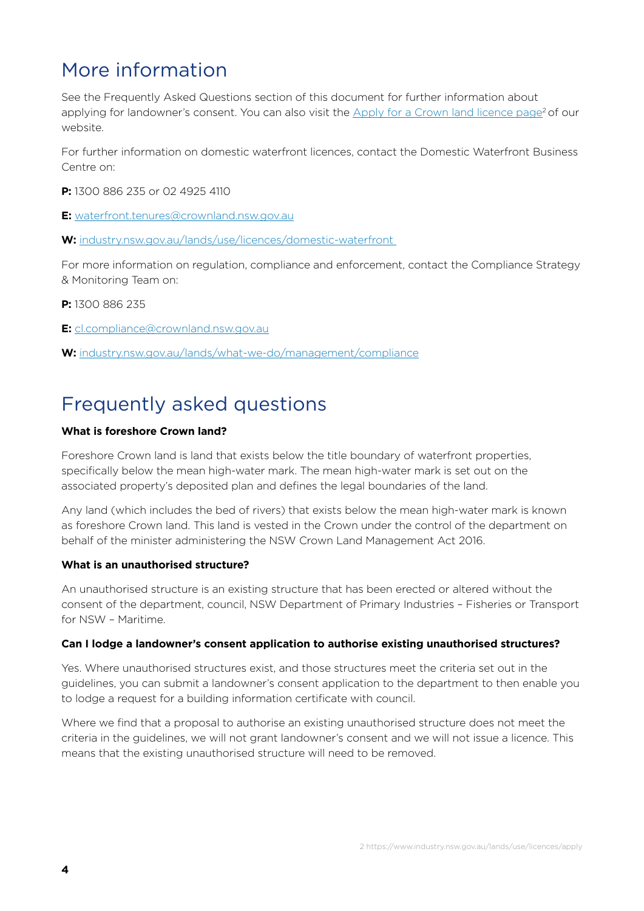## More information

See the Frequently Asked Questions section of this document for further information about applying for landowner's consent. You can also visit the Apply for a Crown land licence page[2] of our website.

For further information on domestic waterfront licences, contact the Domestic Waterfront Business Centre on:

**P:** 1300 886 235 or 02 4925 4110

**E:** waterfront.tenures@crownland.nsw.gov.au

**W:** industry.nsw.gov.au/lands/use/licences/domestic-waterfront

For more information on regulation, compliance and enforcement, contact the Compliance Strategy & Monitoring Team on:

**P:** 1300 886 235

**E:** cl.compliance@crownland.nsw.gov.au

**W:** industry.nsw.gov.au/lands/what-we-do/management/compliance

## Frequently asked questions

**What is foreshore Crown land?**

Foreshore Crown land is land that exists below the title boundary of waterfront properties, specifically below the mean high-water mark. The mean high-water mark is set out on the associated property's deposited plan and defines the legal boundaries of the land.

Any land (which includes the bed of rivers) that exists below the mean high-water mark is known as foreshore Crown land. This land is vested in the Crown under the control of the department on behalf of the minister administering the NSW Crown Land Management Act 2016.

**What is an unauthorised structure?**

An unauthorised structure is an existing structure that has been erected or altered without the consent of the department, council, NSW Department of Primary Industries – Fisheries or Transport for NSW – Maritime.

**Can I lodge a landowner's consent application to authorise existing unauthorised structures?**

Yes. Where unauthorised structures exist, and those structures meet the criteria set out in the guidelines, you can submit a landowner's consent application to the department to then enable you to lodge a request for a building information certificate with council.

Where we find that a proposal to authorise an existing unauthorised structure does not meet the criteria in the guidelines, we will not grant landowner's consent and we will not issue a licence. This means that the existing unauthorised structure will need to be removed.

2 https://www.industry.nsw.gov.au/lands/use/licences/apply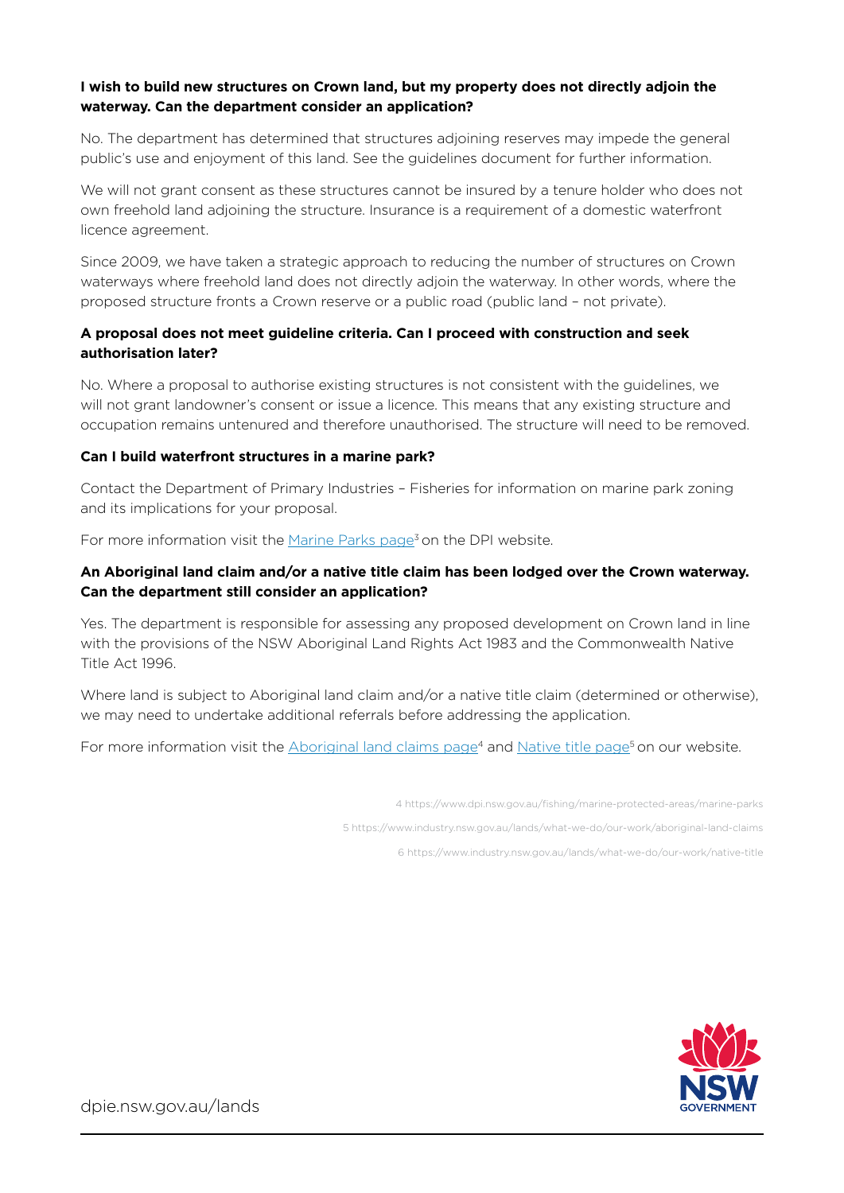**I wish to build new structures on Crown land, but my property does not directly adjoin the waterway. Can the department consider an application?**

No. The department has determined that structures adjoining reserves may impede the general public's use and enjoyment of this land. See the guidelines document for further information.

We will not grant consent as these structures cannot be insured by a tenure holder who does not own freehold land adjoining the structure. Insurance is a requirement of a domestic waterfront licence agreement.

Since 2009, we have taken a strategic approach to reducing the number of structures on Crown waterways where freehold land does not directly adjoin the waterway. In other words, where the proposed structure fronts a Crown reserve or a public road (public land – not private).

**A proposal does not meet guideline criteria. Can I proceed with construction and seek authorisation later?**

No. Where a proposal to authorise existing structures is not consistent with the guidelines, we will not grant landowner's consent or issue a licence. This means that any existing structure and occupation remains untenured and therefore unauthorised. The structure will need to be removed.

**Can I build waterfront structures in a marine park?**

Contact the Department of Primary Industries – Fisheries for information on marine park zoning and its implications for your proposal.

For more information visit the Marine Parks page[3] on the DPI website.

**An Aboriginal land claim and/or a native title claim has been lodged over the Crown waterway. Can the department still consider an application?**

Yes. The department is responsible for assessing any proposed development on Crown land in line with the provisions of the NSW Aboriginal Land Rights Act 1983 and the Commonwealth Native Title Act 1996.

Where land is subject to Aboriginal land claim and/or a native title claim (determined or otherwise), we may need to undertake additional referrals before addressing the application.

For more information visit the Aboriginal land claims page[4] and Native title page[5] on our website.

4 https://www.dpi.nsw.gov.au/fishing/marine-protected-areas/marine-parks

5 https://www.industry.nsw.gov.au/lands/what-we-do/our-work/aboriginal-land-claims

6 https://www.industry.nsw.gov.au/lands/what-we-do/our-work/native-title

dpie.nsw.gov.au/lands